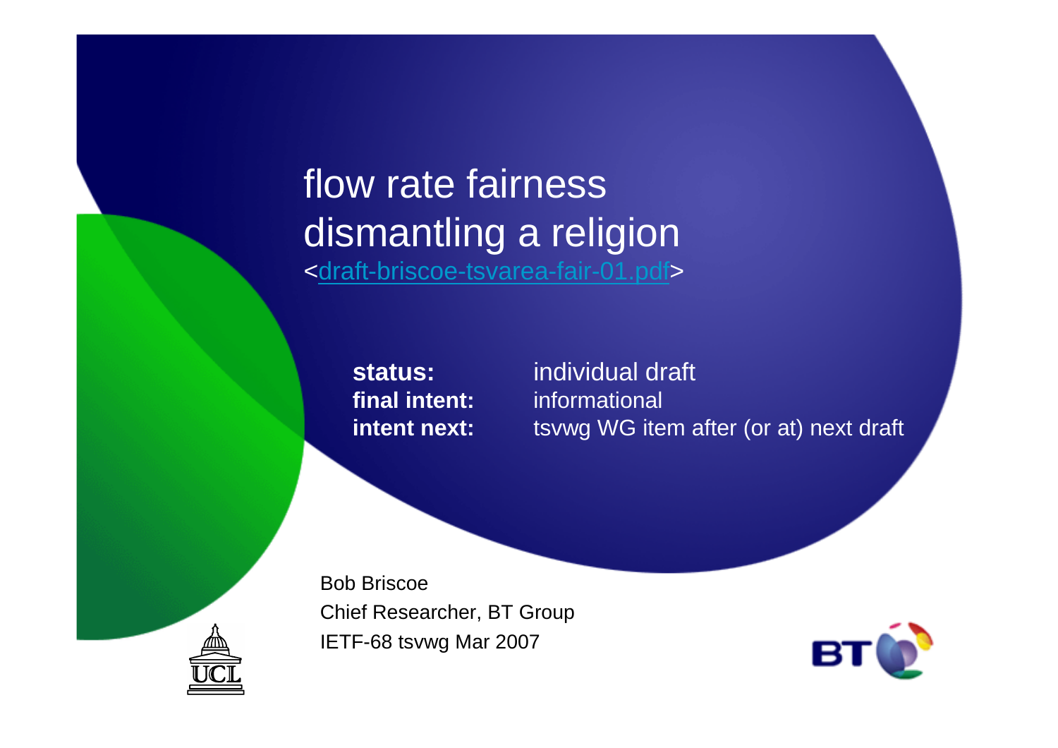# flow rate fairness
# dismantling a religion

<draft-briscoe-tsvarea-fair-01.pdf>

**status:** individual draft
**final intent:** informational
**intent next:** tsvwg WG item after (or at) next draft

Bob Briscoe
Chief Researcher, BT Group
IETF-68 tsvwg Mar 2007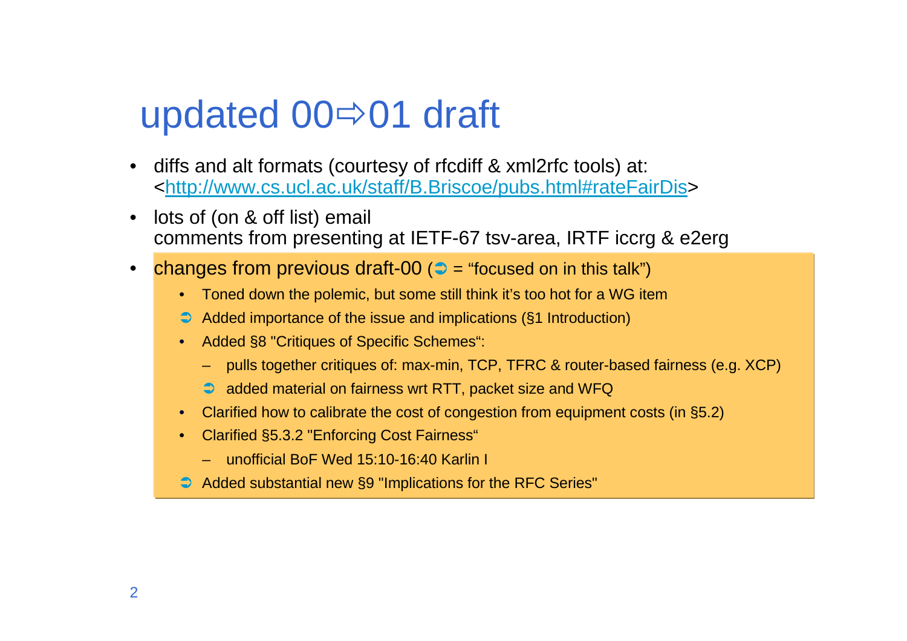# updated 00⇨01 draft

- diffs and alt formats (courtesy of rfcdiff & xml2rfc tools) at:
  <http://www.cs.ucl.ac.uk/staff/B.Briscoe/pubs.html#rateFairDis>
- lots of (on & off list) email
  comments from presenting at IETF-67 tsv-area, IRTF iccrg & e2erg
- changes from previous draft-00 (➲ = "focused on in this talk")
  - Toned down the polemic, but some still think it's too hot for a WG item
  - ➲ Added importance of the issue and implications (§1 Introduction)
  - Added §8 "Critiques of Specific Schemes":
    - pulls together critiques of: max-min, TCP, TFRC & router-based fairness (e.g. XCP)
    - ➲ added material on fairness wrt RTT, packet size and WFQ
  - Clarified how to calibrate the cost of congestion from equipment costs (in §5.2)
  - Clarified §5.3.2 "Enforcing Cost Fairness"
    - unofficial BoF Wed 15:10-16:40 Karlin I
  - ➲ Added substantial new §9 "Implications for the RFC Series"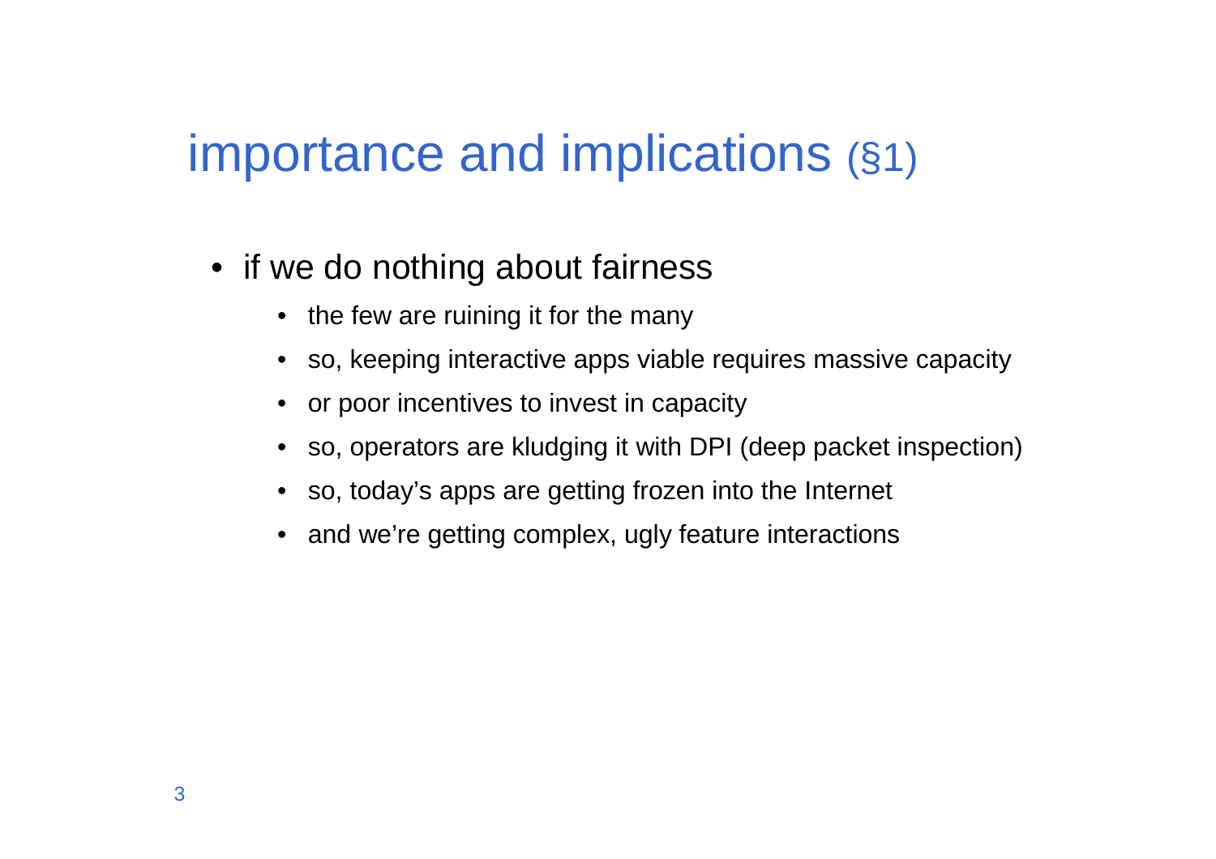# importance and implications (§1)

- if we do nothing about fairness
  - the few are ruining it for the many
  - so, keeping interactive apps viable requires massive capacity
  - or poor incentives to invest in capacity
  - so, operators are kludging it with DPI (deep packet inspection)
  - so, today's apps are getting frozen into the Internet
  - and we're getting complex, ugly feature interactions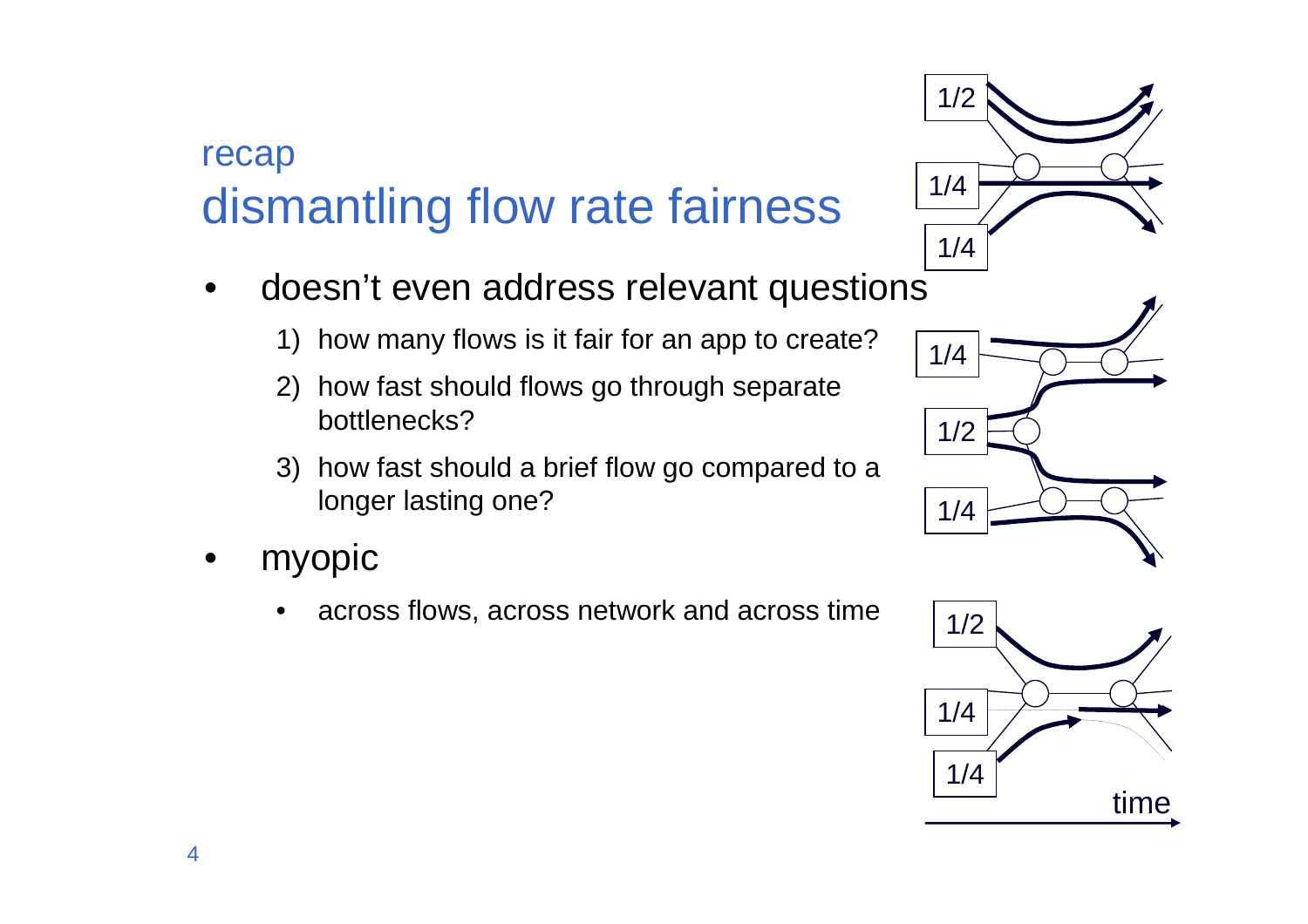recap

# dismantling flow rate fairness

- doesn't even address relevant questions
  1) how many flows is it fair for an app to create?
  2) how fast should flows go through separate bottlenecks?
  3) how fast should a brief flow go compared to a longer lasting one?
- myopic
  - across flows, across network and across time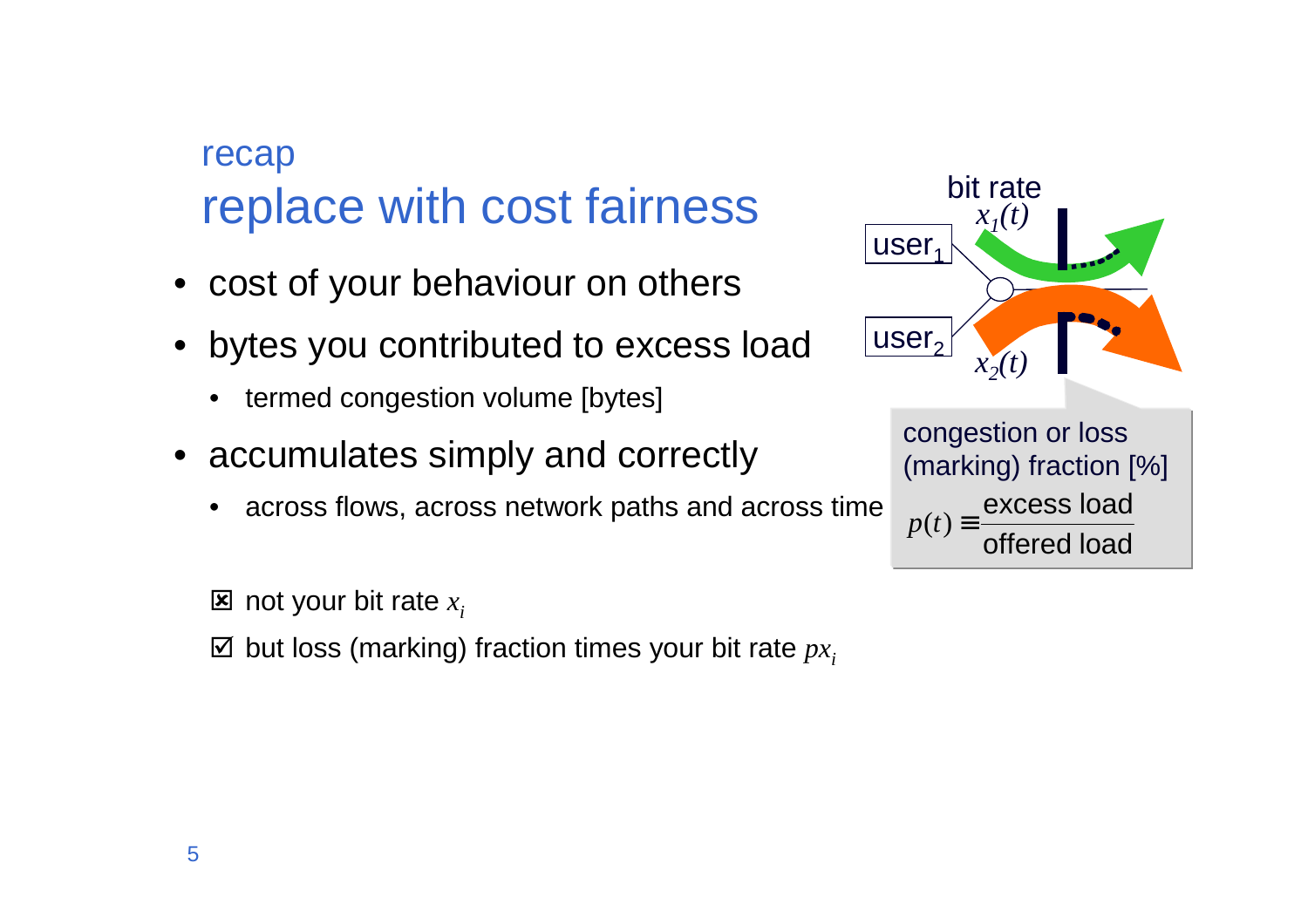recap

# replace with cost fairness

- cost of your behaviour on others
- bytes you contributed to excess load
  - termed congestion volume [bytes]
- accumulates simply and correctly
  - across flows, across network paths and across time

☒ not your bit rate $x_i$

☑ but loss (marking) fraction times your bit rate $px_i$

bit rate $x_1(t)$

user$_1$

user$_2$

$x_2(t)$

congestion or loss (marking) fraction [%]

$$p(t) \equiv \frac{\text{excess load}}{\text{offered load}}$$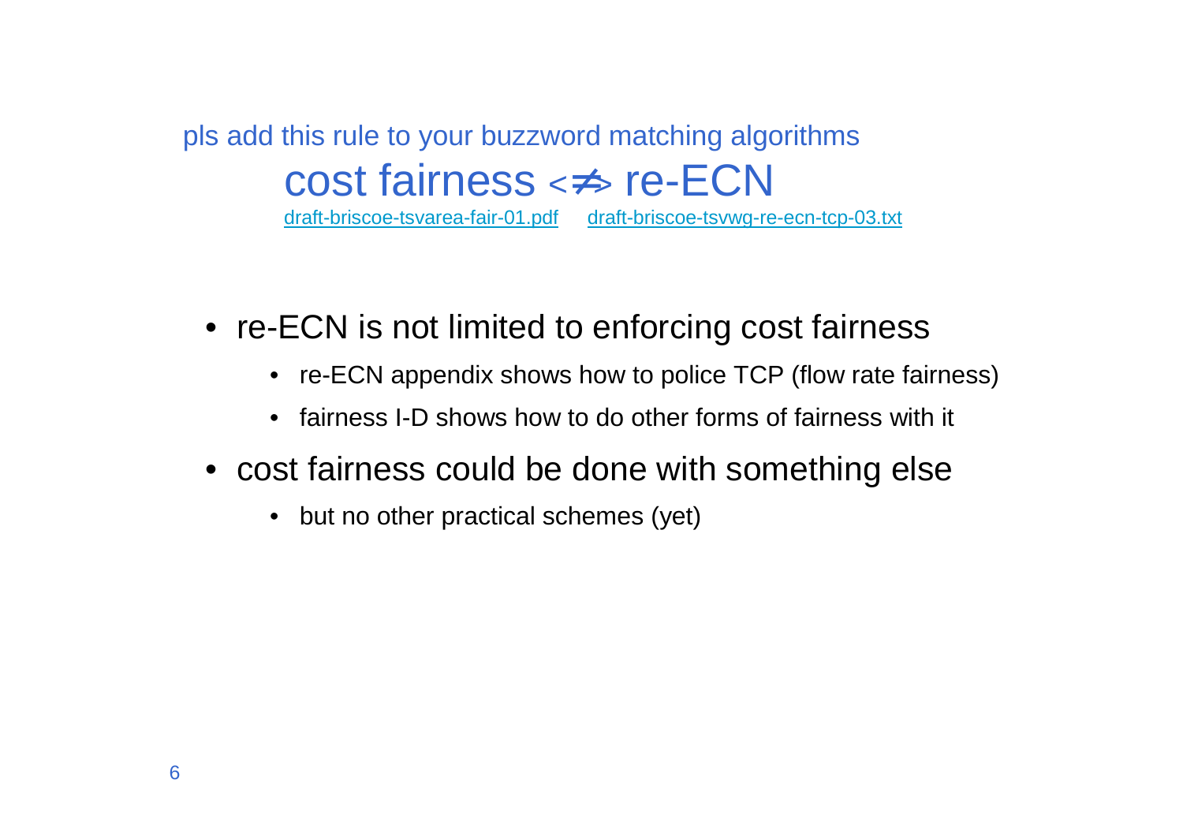pls add this rule to your buzzword matching algorithms

# cost fairness <≠> re-ECN

draft-briscoe-tsvarea-fair-01.pdf      draft-briscoe-tsvwg-re-ecn-tcp-03.txt

- re-ECN is not limited to enforcing cost fairness
  - re-ECN appendix shows how to police TCP (flow rate fairness)
  - fairness I-D shows how to do other forms of fairness with it
- cost fairness could be done with something else
  - but no other practical schemes (yet)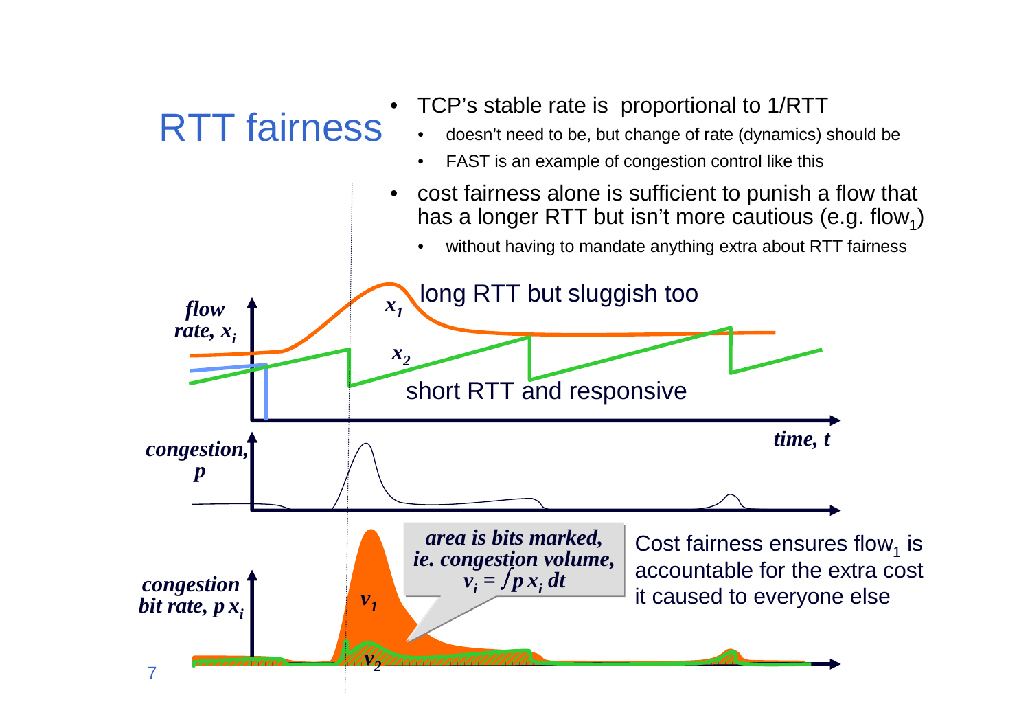# RTT fairness

- TCP's stable rate is proportional to 1/RTT
  - doesn't need to be, but change of rate (dynamics) should be
  - FAST is an example of congestion control like this
- cost fairness alone is sufficient to punish a flow that has a longer RTT but isn't more cautious (e.g. $flow_1$)
  - without having to mandate anything extra about RTT fairness

*flow rate, $x_i$*

$x_1$ long RTT but sluggish too

$x_2$ short RTT and responsive

*time, t*

*congestion, p*

*congestion bit rate, $p\,x_i$*

$v_1$

$v_2$

***area is bits marked, ie. congestion volume, $v_i = \int p\, x_i\, dt$***

Cost fairness ensures $flow_1$ is accountable for the extra cost it caused to everyone else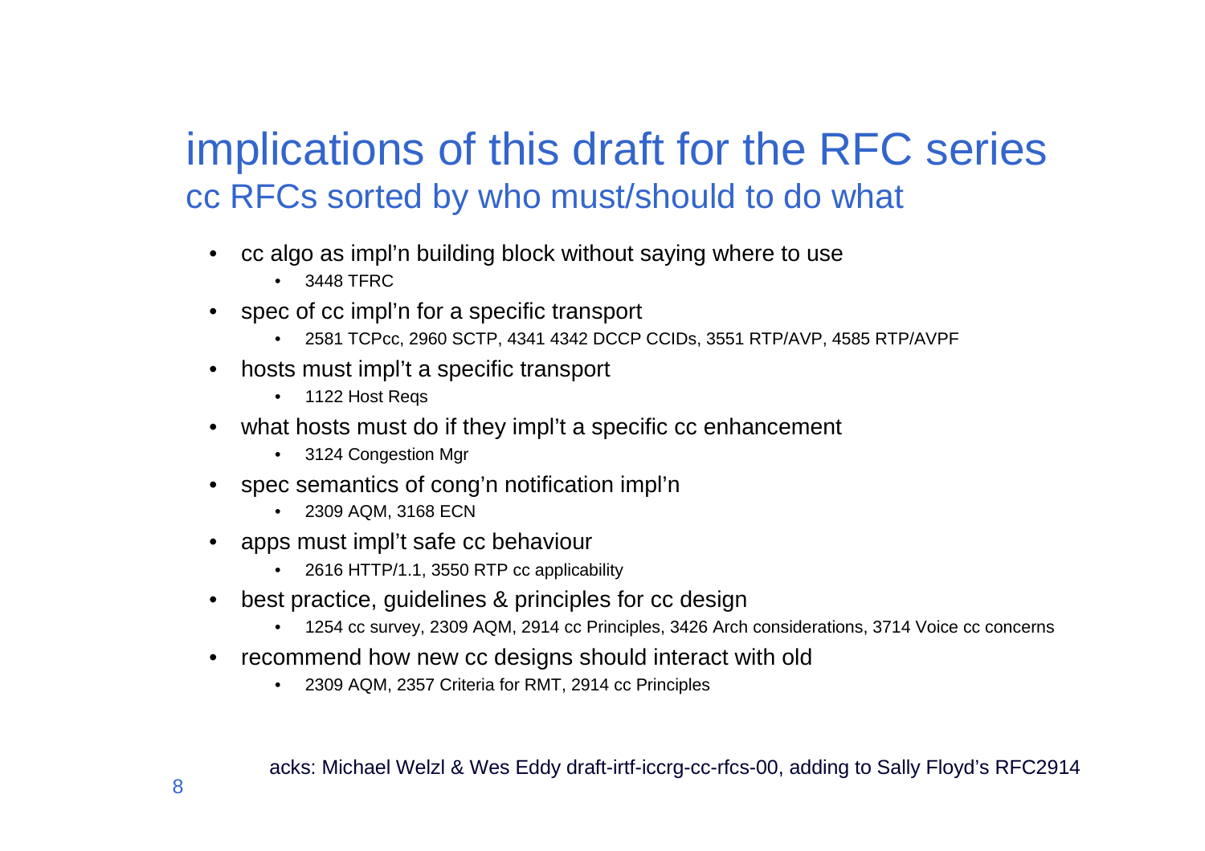# implications of this draft for the RFC series

## cc RFCs sorted by who must/should to do what

- cc algo as impl'n building block without saying where to use
  - 3448 TFRC
- spec of cc impl'n for a specific transport
  - 2581 TCPcc, 2960 SCTP, 4341 4342 DCCP CCIDs, 3551 RTP/AVP, 4585 RTP/AVPF
- hosts must impl't a specific transport
  - 1122 Host Reqs
- what hosts must do if they impl't a specific cc enhancement
  - 3124 Congestion Mgr
- spec semantics of cong'n notification impl'n
  - 2309 AQM, 3168 ECN
- apps must impl't safe cc behaviour
  - 2616 HTTP/1.1, 3550 RTP cc applicability
- best practice, guidelines & principles for cc design
  - 1254 cc survey, 2309 AQM, 2914 cc Principles, 3426 Arch considerations, 3714 Voice cc concerns
- recommend how new cc designs should interact with old
  - 2309 AQM, 2357 Criteria for RMT, 2914 cc Principles

acks: Michael Welzl & Wes Eddy draft-irtf-iccrg-cc-rfcs-00, adding to Sally Floyd's RFC2914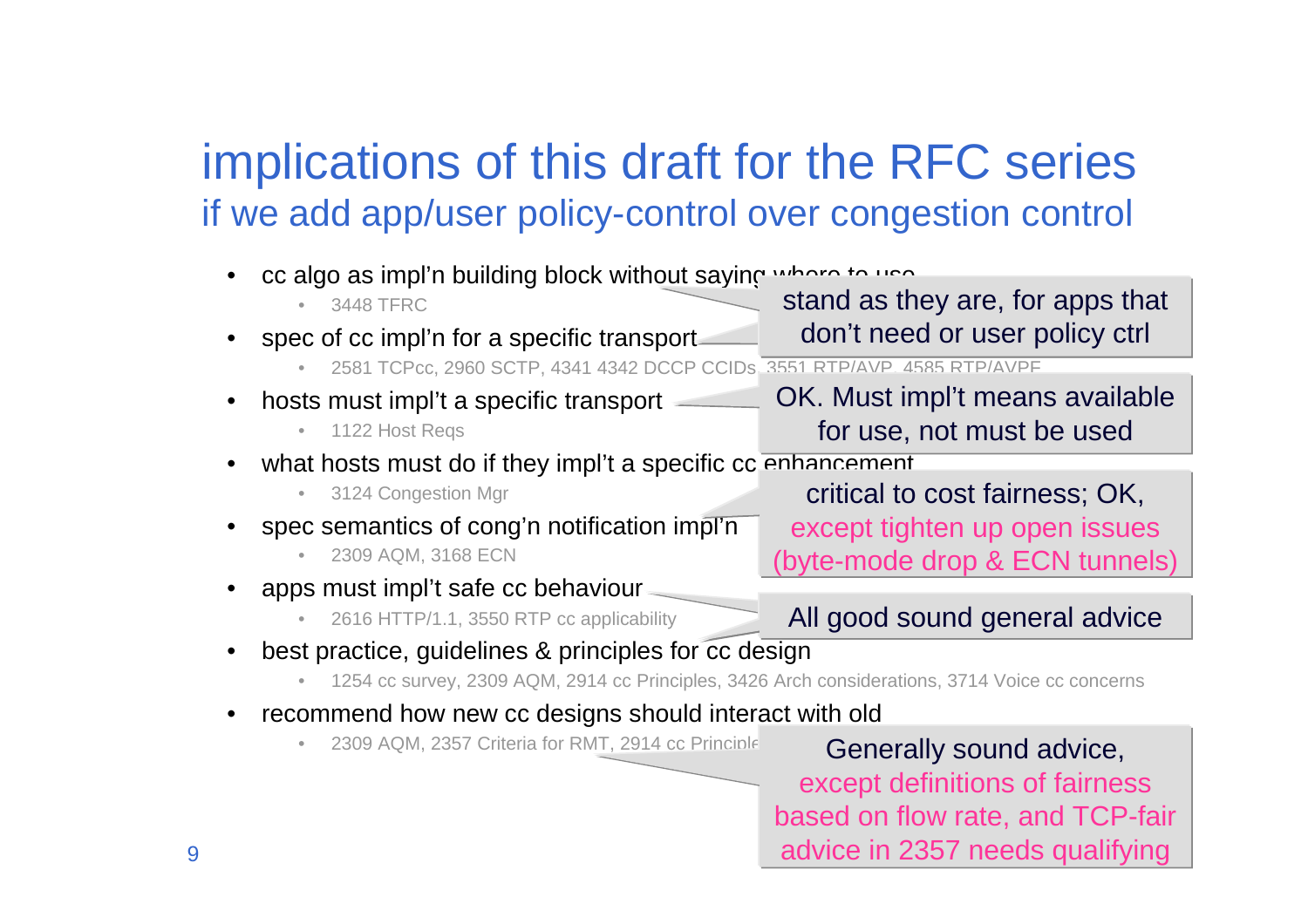# implications of this draft for the RFC series

## if we add app/user policy-control over congestion control

- cc algo as impl'n building block without saying where to use
  - 3448 TFRC
- spec of cc impl'n for a specific transport
  - 2581 TCPcc, 2960 SCTP, 4341 4342 DCCP CCIDs, 3551 RTP/AVP, 4585 RTP/AVPF
- hosts must impl't a specific transport
  - 1122 Host Reqs
- what hosts must do if they impl't a specific cc enhancement
  - 3124 Congestion Mgr
- spec semantics of cong'n notification impl'n
  - 2309 AQM, 3168 ECN
- apps must impl't safe cc behaviour
  - 2616 HTTP/1.1, 3550 RTP cc applicability
- best practice, guidelines & principles for cc design
  - 1254 cc survey, 2309 AQM, 2914 cc Principles, 3426 Arch considerations, 3714 Voice cc concerns
- recommend how new cc designs should interact with old
  - 2309 AQM, 2357 Criteria for RMT, 2914 cc Principles

> stand as they are, for apps that don't need or user policy ctrl

> OK. Must impl't means available for use, not must be used

> critical to cost fairness; OK, except tighten up open issues (byte-mode drop & ECN tunnels)

> All good sound general advice

> Generally sound advice, except definitions of fairness based on flow rate, and TCP-fair advice in 2357 needs qualifying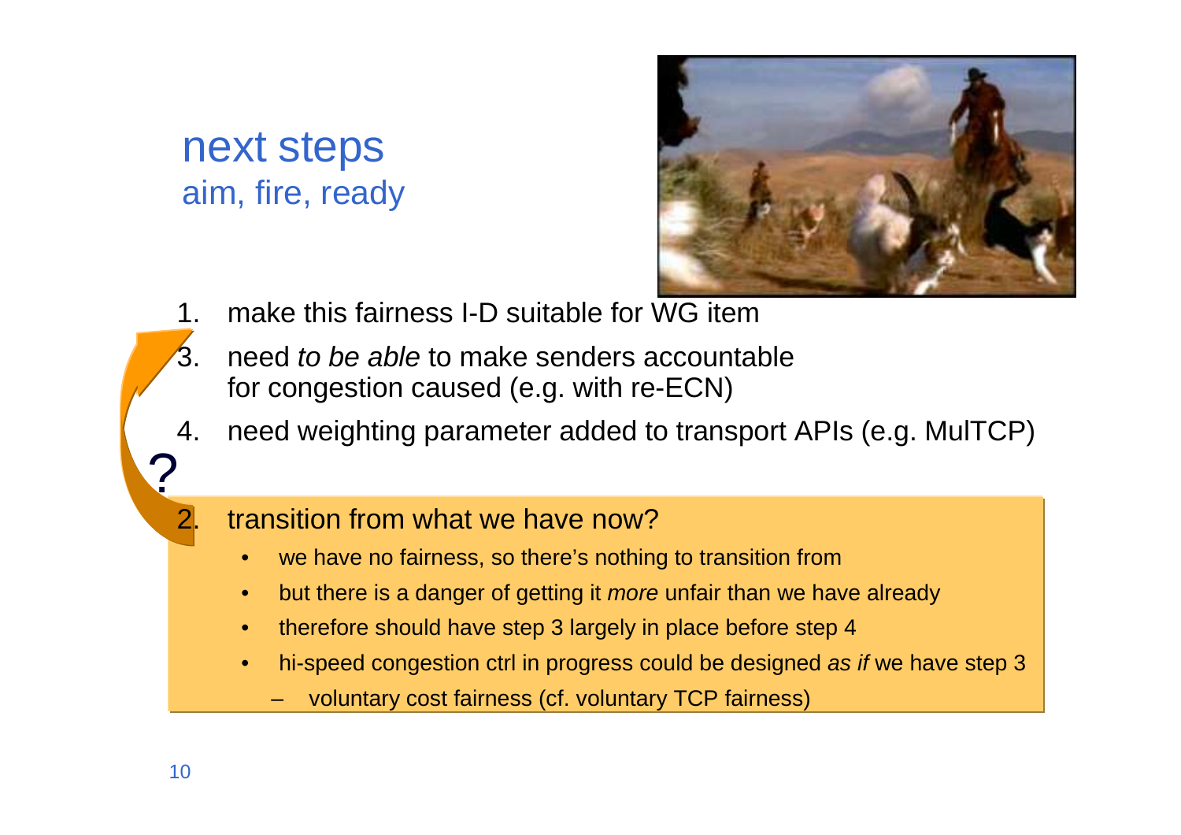# next steps

## aim, fire, ready

1. make this fairness I-D suitable for WG item

3. need *to be able* to make senders accountable for congestion caused (e.g. with re-ECN)

4. need weighting parameter added to transport APIs (e.g. MulTCP)

?

2. transition from what we have now?
   - we have no fairness, so there's nothing to transition from
   - but there is a danger of getting it *more* unfair than we have already
   - therefore should have step 3 largely in place before step 4
   - hi-speed congestion ctrl in progress could be designed *as if* we have step 3
     - voluntary cost fairness (cf. voluntary TCP fairness)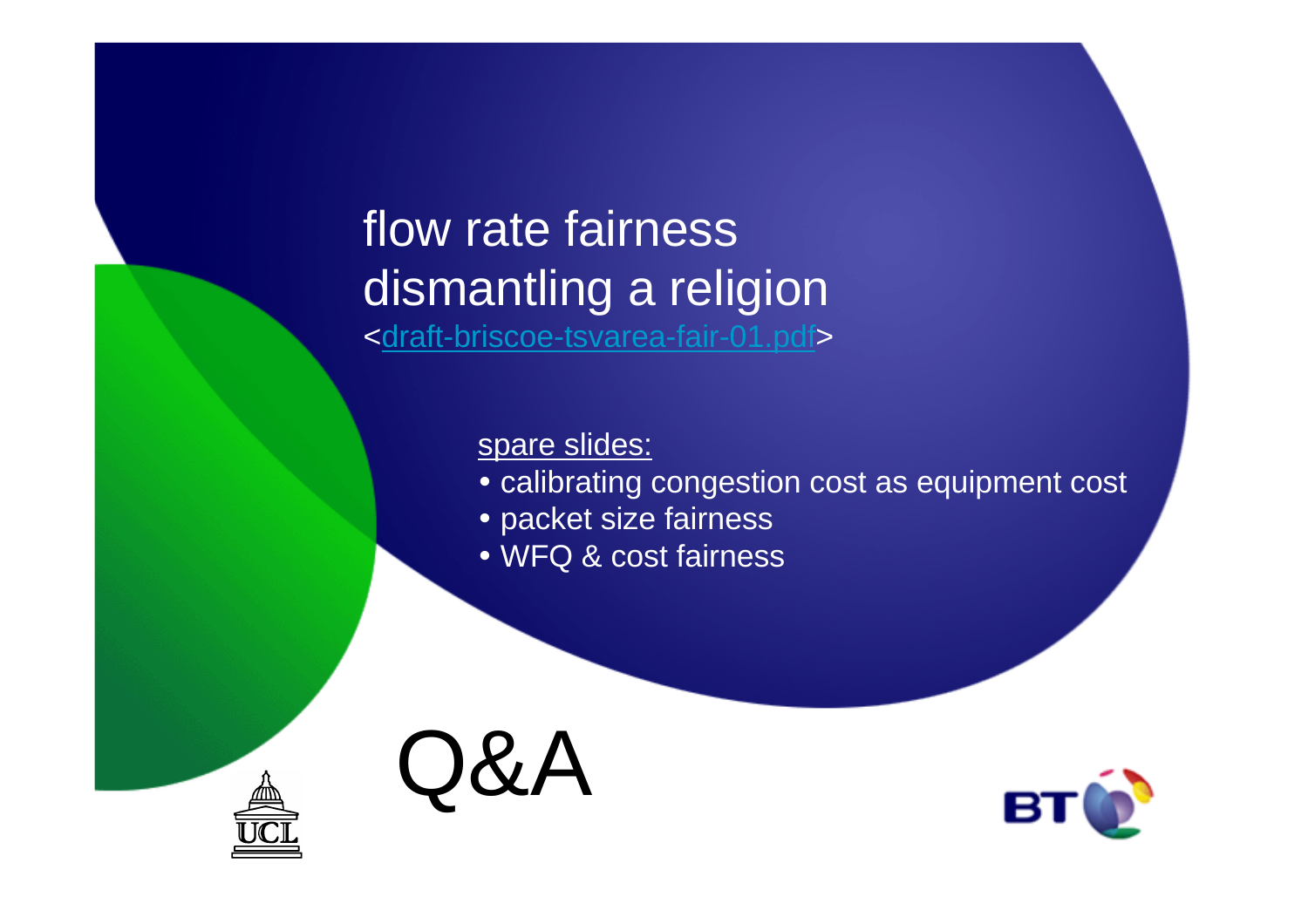# flow rate fairness dismantling a religion

<draft-briscoe-tsvarea-fair-01.pdf>

spare slides:

- calibrating congestion cost as equipment cost
- packet size fairness
- WFQ & cost fairness

Q&A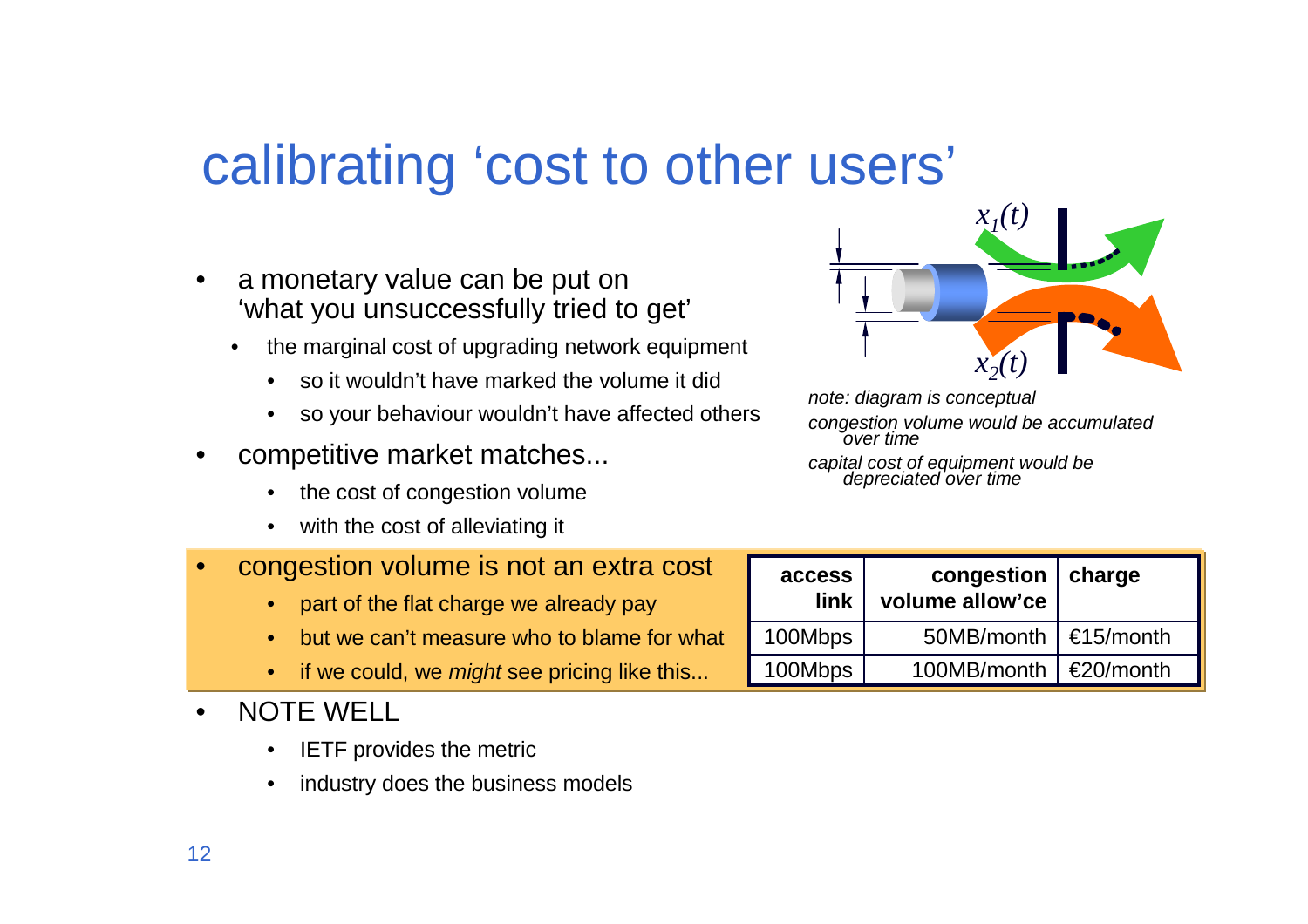# calibrating 'cost to other users'

- a monetary value can be put on 'what you unsuccessfully tried to get'
  - the marginal cost of upgrading network equipment
    - so it wouldn't have marked the volume it did
    - so your behaviour wouldn't have affected others
- competitive market matches...
  - the cost of congestion volume
  - with the cost of alleviating it
- congestion volume is not an extra cost
  - part of the flat charge we already pay
  - but we can't measure who to blame for what
  - if we could, we *might* see pricing like this...

| access link | congestion volume allow'ce | charge |
|---|---|---|
| 100Mbps | 50MB/month | €15/month |
| 100Mbps | 100MB/month | €20/month |

- NOTE WELL
  - IETF provides the metric
  - industry does the business models

$x_1(t)$

$x_2(t)$

*note: diagram is conceptual*

*congestion volume would be accumulated over time*

*capital cost of equipment would be depreciated over time*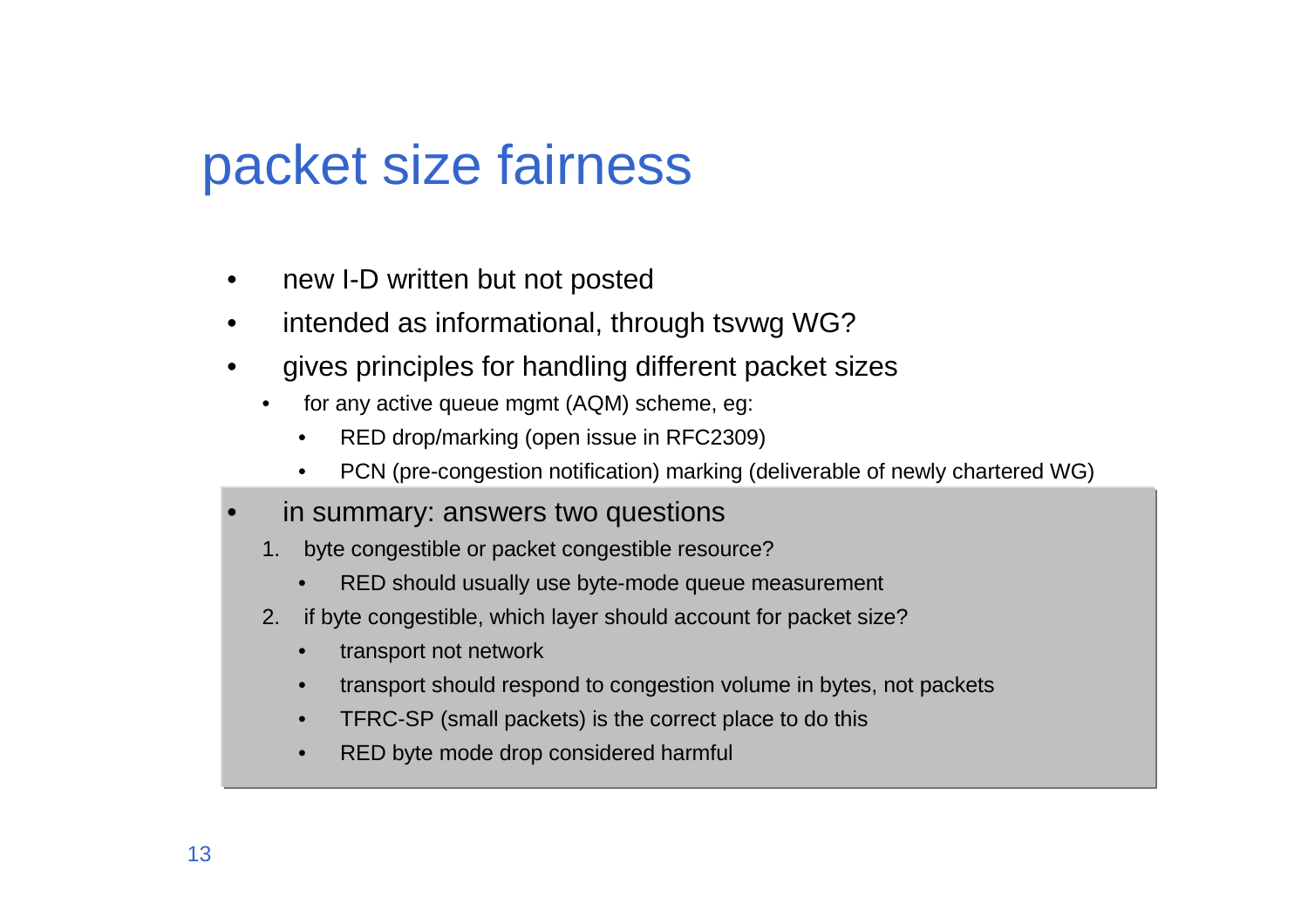# packet size fairness

- new I-D written but not posted
- intended as informational, through tsvwg WG?
- gives principles for handling different packet sizes
  - for any active queue mgmt (AQM) scheme, eg:
    - RED drop/marking (open issue in RFC2309)
    - PCN (pre-congestion notification) marking (deliverable of newly chartered WG)
- in summary: answers two questions
  1. byte congestible or packet congestible resource?
     - RED should usually use byte-mode queue measurement
  2. if byte congestible, which layer should account for packet size?
     - transport not network
     - transport should respond to congestion volume in bytes, not packets
     - TFRC-SP (small packets) is the correct place to do this
     - RED byte mode drop considered harmful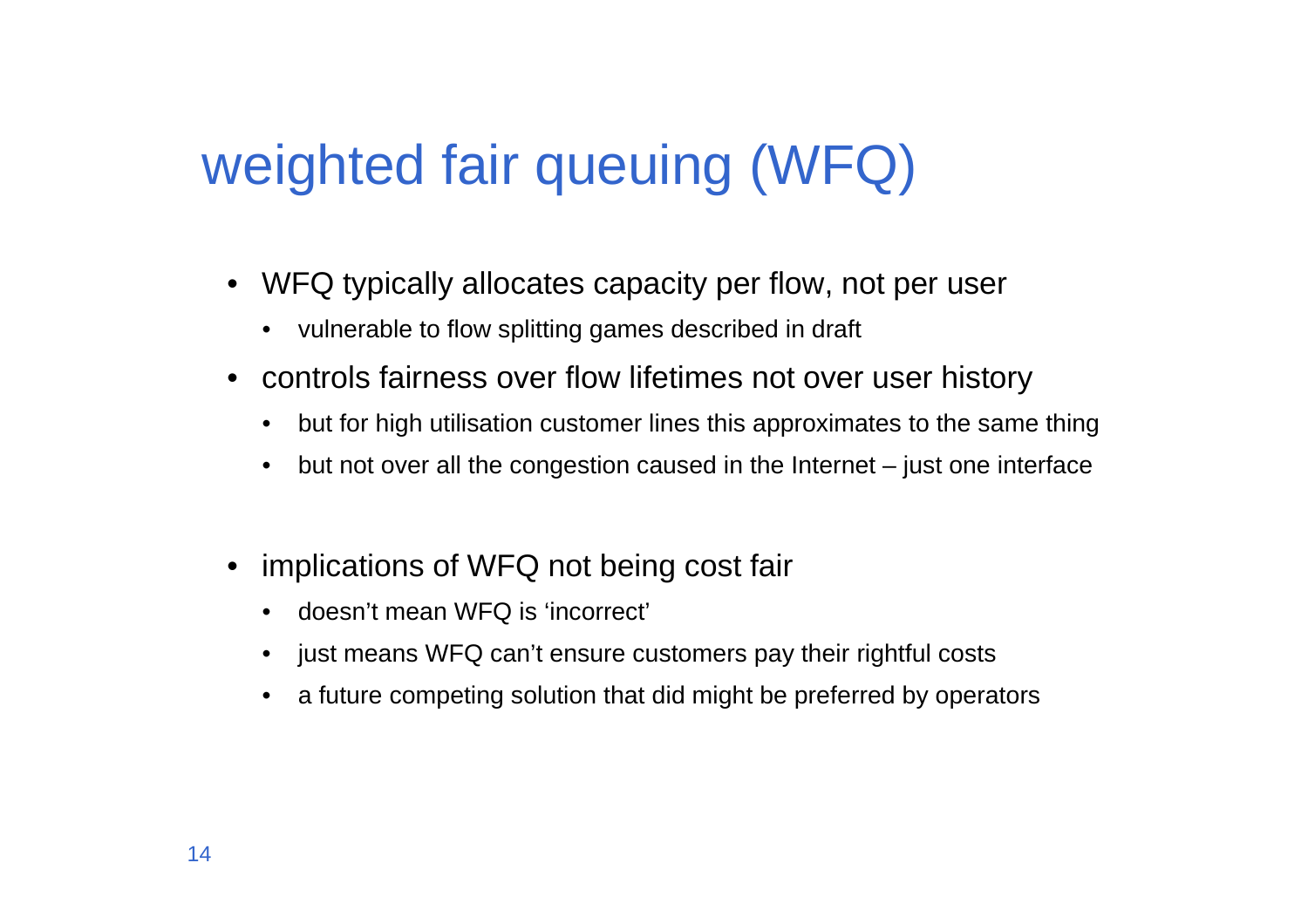# weighted fair queuing (WFQ)

- WFQ typically allocates capacity per flow, not per user
  - vulnerable to flow splitting games described in draft
- controls fairness over flow lifetimes not over user history
  - but for high utilisation customer lines this approximates to the same thing
  - but not over all the congestion caused in the Internet – just one interface
- implications of WFQ not being cost fair
  - doesn't mean WFQ is 'incorrect'
  - just means WFQ can't ensure customers pay their rightful costs
  - a future competing solution that did might be preferred by operators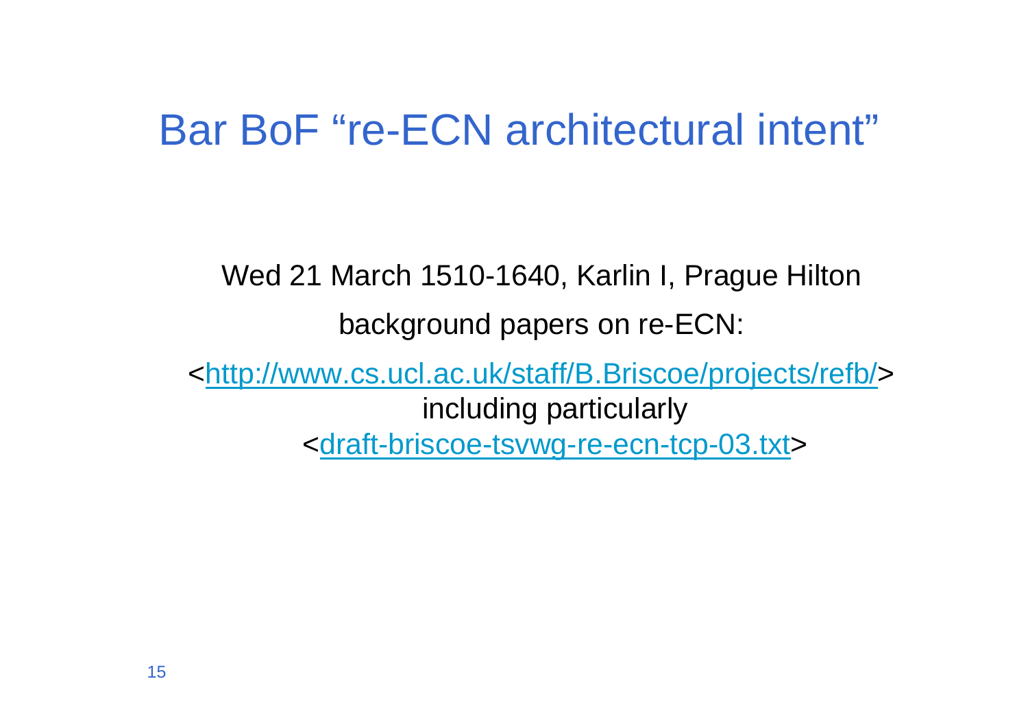# Bar BoF "re-ECN architectural intent"

Wed 21 March 1510-1640, Karlin I, Prague Hilton

background papers on re-ECN:

<http://www.cs.ucl.ac.uk/staff/B.Briscoe/projects/refb/>
including particularly
<draft-briscoe-tsvwg-re-ecn-tcp-03.txt>